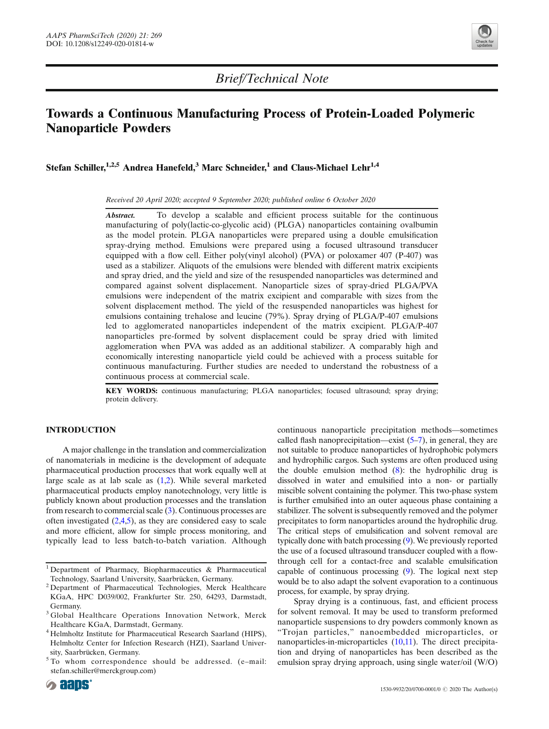Brief/Technical Note

# Towards a Continuous Manufacturing Process of Protein-Loaded Polymeric Nanoparticle Powders

**Stefan Schiller,[1,2,5] Andrea Hanefeld,[3] Marc Schneider,[1] and Claus-Michael Lehr[1,4]**

*Received 20 April 2020; accepted 9 September 2020; published online 6 October 2020*

***Abstract.*** To develop a scalable and efficient process suitable for the continuous manufacturing of poly(lactic-co-glycolic acid) (PLGA) nanoparticles containing ovalbumin as the model protein. PLGA nanoparticles were prepared using a double emulsification spray-drying method. Emulsions were prepared using a focused ultrasound transducer equipped with a flow cell. Either poly(vinyl alcohol) (PVA) or poloxamer 407 (P-407) was used as a stabilizer. Aliquots of the emulsions were blended with different matrix excipients and spray dried, and the yield and size of the resuspended nanoparticles was determined and compared against solvent displacement. Nanoparticle sizes of spray-dried PLGA/PVA emulsions were independent of the matrix excipient and comparable with sizes from the solvent displacement method. The yield of the resuspended nanoparticles was highest for emulsions containing trehalose and leucine (79%). Spray drying of PLGA/P-407 emulsions led to agglomerated nanoparticles independent of the matrix excipient. PLGA/P-407 nanoparticles pre-formed by solvent displacement could be spray dried with limited agglomeration when PVA was added as an additional stabilizer. A comparably high and economically interesting nanoparticle yield could be achieved with a process suitable for continuous manufacturing. Further studies are needed to understand the robustness of a continuous process at commercial scale.

**KEY WORDS:** continuous manufacturing; PLGA nanoparticles; focused ultrasound; spray drying; protein delivery.

## INTRODUCTION

A major challenge in the translation and commercialization of nanomaterials in medicine is the development of adequate pharmaceutical production processes that work equally well at large scale as at lab scale as (1,2). While several marketed pharmaceutical products employ nanotechnology, very little is publicly known about production processes and the translation from research to commercial scale (3). Continuous processes are often investigated (2,4,5), as they are considered easy to scale and more efficient, allow for simple process monitoring, and typically lead to less batch-to-batch variation. Although continuous nanoparticle precipitation methods—sometimes called flash nanoprecipitation—exist (5–7), in general, they are not suitable to produce nanoparticles of hydrophobic polymers and hydrophilic cargos. Such systems are often produced using the double emulsion method (8): the hydrophilic drug is dissolved in water and emulsified into a non- or partially miscible solvent containing the polymer. This two-phase system is further emulsified into an outer aqueous phase containing a stabilizer. The solvent is subsequently removed and the polymer precipitates to form nanoparticles around the hydrophilic drug. The critical steps of emulsification and solvent removal are typically done with batch processing (9). We previously reported the use of a focused ultrasound transducer coupled with a flow-through cell for a contact-free and scalable emulsification capable of continuous processing (9). The logical next step would be to also adapt the solvent evaporation to a continuous process, for example, by spray drying.

Spray drying is a continuous, fast, and efficient process for solvent removal. It may be used to transform preformed nanoparticle suspensions to dry powders commonly known as "Trojan particles," nanoembedded microparticles, or nanoparticles-in-microparticles (10,11). The direct precipitation and drying of nanoparticles has been described as the emulsion spray drying approach, using single water/oil (W/O)

---

[1] Department of Pharmacy, Biopharmaceutics & Pharmaceutical Technology, Saarland University, Saarbrücken, Germany.

[2] Department of Pharmaceutical Technologies, Merck Healthcare KGaA, HPC D039/002, Frankfurter Str. 250, 64293, Darmstadt, Germany.

[3] Global Healthcare Operations Innovation Network, Merck Healthcare KGaA, Darmstadt, Germany.

[4] Helmholtz Institute for Pharmaceutical Research Saarland (HIPS), Helmholtz Center for Infection Research (HZI), Saarland University, Saarbrücken, Germany.

[5] To whom correspondence should be addressed. (e–mail: stefan.schiller@merckgroup.com)

1530-9932/20/0700-0001/0 © 2020 The Author(s)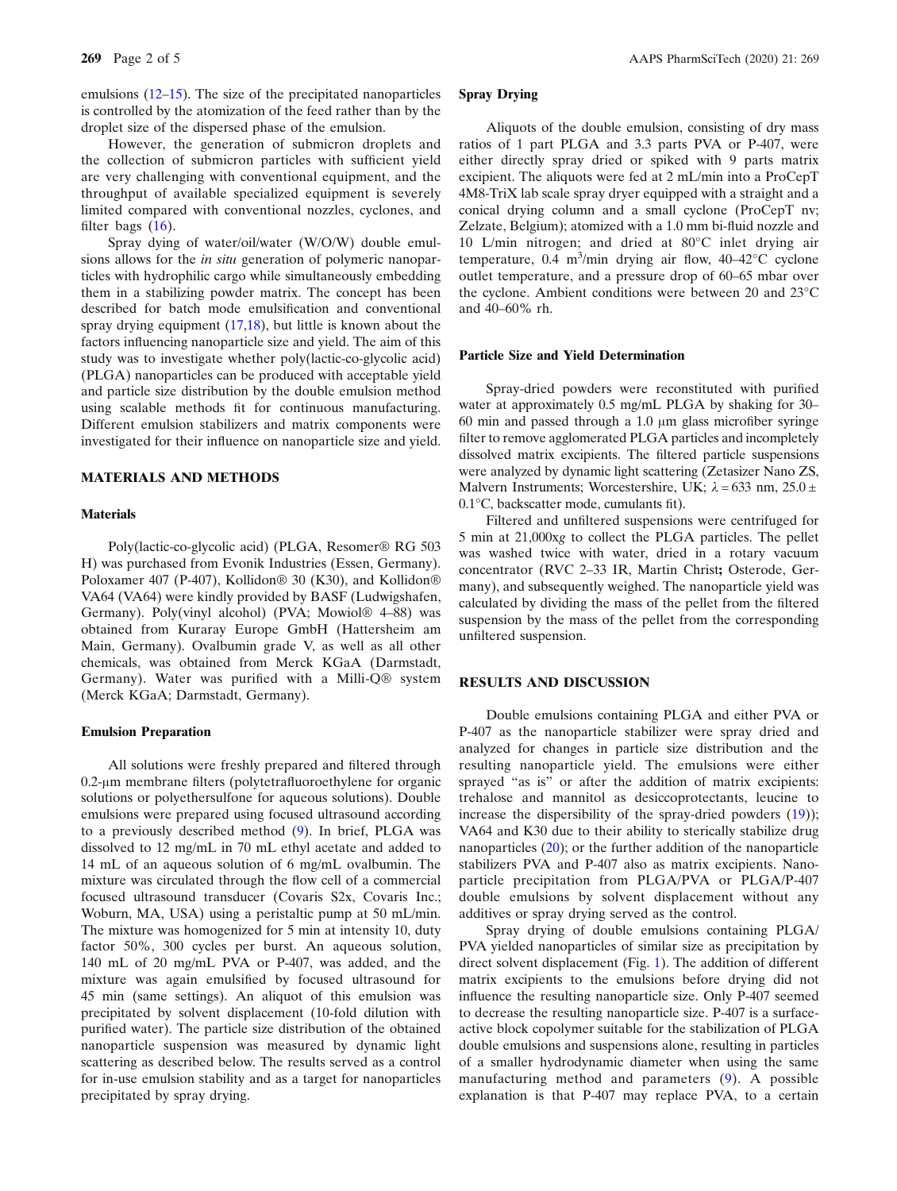emulsions (12–15). The size of the precipitated nanoparticles is controlled by the atomization of the feed rather than by the droplet size of the dispersed phase of the emulsion.

However, the generation of submicron droplets and the collection of submicron particles with sufficient yield are very challenging with conventional equipment, and the throughput of available specialized equipment is severely limited compared with conventional nozzles, cyclones, and filter bags (16).

Spray dying of water/oil/water (W/O/W) double emulsions allows for the *in situ* generation of polymeric nanoparticles with hydrophilic cargo while simultaneously embedding them in a stabilizing powder matrix. The concept has been described for batch mode emulsification and conventional spray drying equipment (17,18), but little is known about the factors influencing nanoparticle size and yield. The aim of this study was to investigate whether poly(lactic-co-glycolic acid) (PLGA) nanoparticles can be produced with acceptable yield and particle size distribution by the double emulsion method using scalable methods fit for continuous manufacturing. Different emulsion stabilizers and matrix components were investigated for their influence on nanoparticle size and yield.

## MATERIALS AND METHODS

### Materials

Poly(lactic-co-glycolic acid) (PLGA, Resomer® RG 503 H) was purchased from Evonik Industries (Essen, Germany). Poloxamer 407 (P-407), Kollidon® 30 (K30), and Kollidon® VA64 (VA64) were kindly provided by BASF (Ludwigshafen, Germany). Poly(vinyl alcohol) (PVA; Mowiol® 4–88) was obtained from Kuraray Europe GmbH (Hattersheim am Main, Germany). Ovalbumin grade V, as well as all other chemicals, was obtained from Merck KGaA (Darmstadt, Germany). Water was purified with a Milli-Q® system (Merck KGaA; Darmstadt, Germany).

### Emulsion Preparation

All solutions were freshly prepared and filtered through 0.2-μm membrane filters (polytetrafluoroethylene for organic solutions or polyethersulfone for aqueous solutions). Double emulsions were prepared using focused ultrasound according to a previously described method (9). In brief, PLGA was dissolved to 12 mg/mL in 70 mL ethyl acetate and added to 14 mL of an aqueous solution of 6 mg/mL ovalbumin. The mixture was circulated through the flow cell of a commercial focused ultrasound transducer (Covaris S2x, Covaris Inc.; Woburn, MA, USA) using a peristaltic pump at 50 mL/min. The mixture was homogenized for 5 min at intensity 10, duty factor 50%, 300 cycles per burst. An aqueous solution, 140 mL of 20 mg/mL PVA or P-407, was added, and the mixture was again emulsified by focused ultrasound for 45 min (same settings). An aliquot of this emulsion was precipitated by solvent displacement (10-fold dilution with purified water). The particle size distribution of the obtained nanoparticle suspension was measured by dynamic light scattering as described below. The results served as a control for in-use emulsion stability and as a target for nanoparticles precipitated by spray drying.

### Spray Drying

Aliquots of the double emulsion, consisting of dry mass ratios of 1 part PLGA and 3.3 parts PVA or P-407, were either directly spray dried or spiked with 9 parts matrix excipient. The aliquots were fed at 2 mL/min into a ProCepT 4M8-TriX lab scale spray dryer equipped with a straight and a conical drying column and a small cyclone (ProCepT nv; Zelzate, Belgium); atomized with a 1.0 mm bi-fluid nozzle and 10 L/min nitrogen; and dried at 80°C inlet drying air temperature, 0.4 $m^3$/min drying air flow, 40–42°C cyclone outlet temperature, and a pressure drop of 60–65 mbar over the cyclone. Ambient conditions were between 20 and 23°C and 40–60% rh.

### Particle Size and Yield Determination

Spray-dried powders were reconstituted with purified water at approximately 0.5 mg/mL PLGA by shaking for 30–60 min and passed through a 1.0 μm glass microfiber syringe filter to remove agglomerated PLGA particles and incompletely dissolved matrix excipients. The filtered particle suspensions were analyzed by dynamic light scattering (Zetasizer Nano ZS, Malvern Instruments; Worcestershire, UK; $\lambda = 633$ nm, $25.0 \pm 0.1$°C, backscatter mode, cumulants fit).

Filtered and unfiltered suspensions were centrifuged for 5 min at 21,000x*g* to collect the PLGA particles. The pellet was washed twice with water, dried in a rotary vacuum concentrator (RVC 2–33 IR, Martin Christ**;** Osterode, Germany), and subsequently weighed. The nanoparticle yield was calculated by dividing the mass of the pellet from the filtered suspension by the mass of the pellet from the corresponding unfiltered suspension.

## RESULTS AND DISCUSSION

Double emulsions containing PLGA and either PVA or P-407 as the nanoparticle stabilizer were spray dried and analyzed for changes in particle size distribution and the resulting nanoparticle yield. The emulsions were either sprayed "as is" or after the addition of matrix excipients: trehalose and mannitol as desiccoprotectants, leucine to increase the dispersibility of the spray-dried powders (19)); VA64 and K30 due to their ability to sterically stabilize drug nanoparticles (20); or the further addition of the nanoparticle stabilizers PVA and P-407 also as matrix excipients. Nanoparticle precipitation from PLGA/PVA or PLGA/P-407 double emulsions by solvent displacement without any additives or spray drying served as the control.

Spray drying of double emulsions containing PLGA/PVA yielded nanoparticles of similar size as precipitation by direct solvent displacement (Fig. 1). The addition of different matrix excipients to the emulsions before drying did not influence the resulting nanoparticle size. Only P-407 seemed to decrease the resulting nanoparticle size. P-407 is a surface-active block copolymer suitable for the stabilization of PLGA double emulsions and suspensions alone, resulting in particles of a smaller hydrodynamic diameter when using the same manufacturing method and parameters (9). A possible explanation is that P-407 may replace PVA, to a certain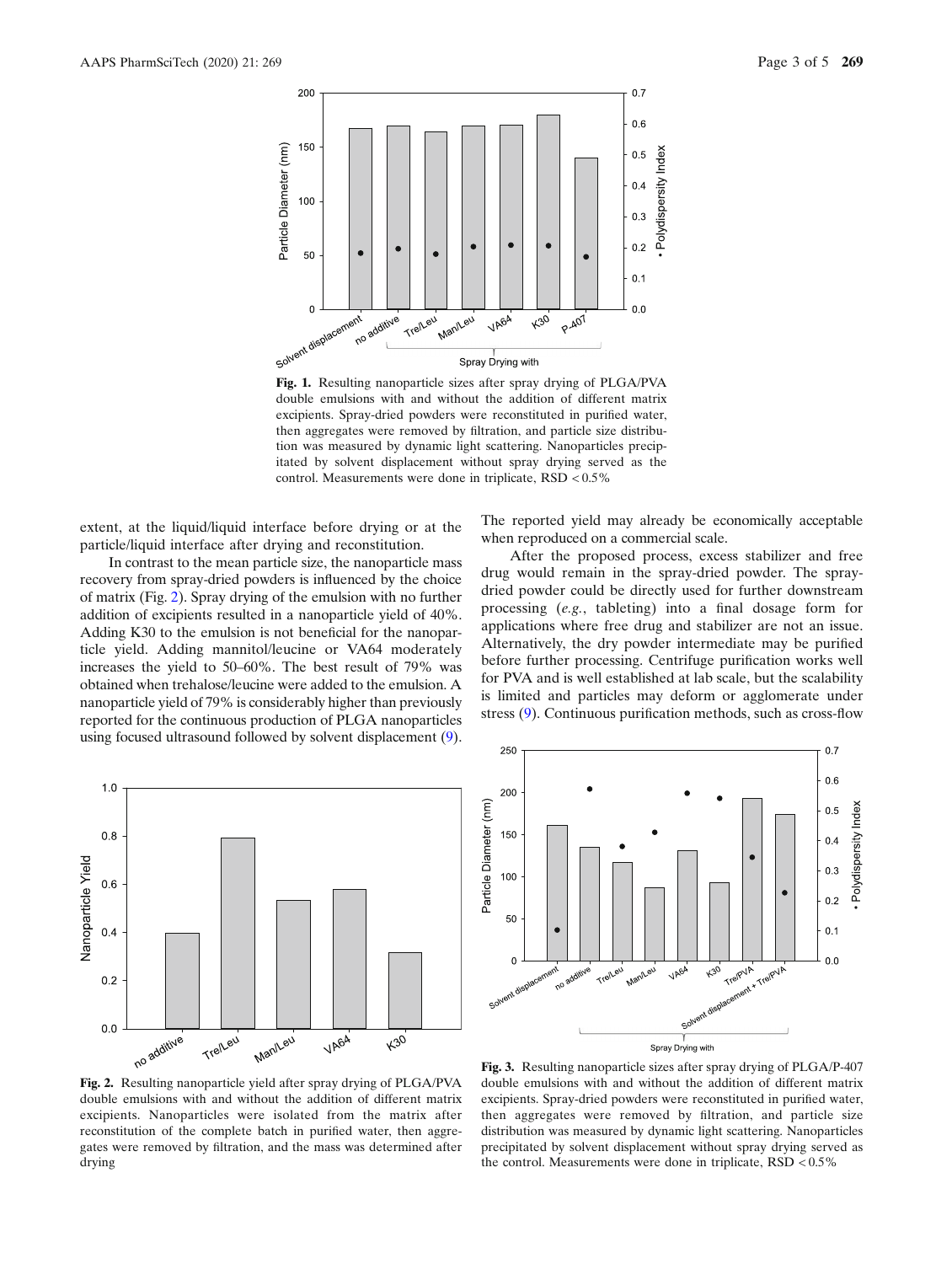Fig. 1. Resulting nanoparticle sizes after spray drying of PLGA/PVA double emulsions with and without the addition of different matrix excipients. Spray-dried powders were reconstituted in purified water, then aggregates were removed by filtration, and particle size distribution was measured by dynamic light scattering. Nanoparticles precipitated by solvent displacement without spray drying served as the control. Measurements were done in triplicate, RSD < 0.5%

extent, at the liquid/liquid interface before drying or at the particle/liquid interface after drying and reconstitution.

In contrast to the mean particle size, the nanoparticle mass recovery from spray-dried powders is influenced by the choice of matrix (Fig. 2). Spray drying of the emulsion with no further addition of excipients resulted in a nanoparticle yield of 40%. Adding K30 to the emulsion is not beneficial for the nanoparticle yield. Adding mannitol/leucine or VA64 moderately increases the yield to 50–60%. The best result of 79% was obtained when trehalose/leucine were added to the emulsion. A nanoparticle yield of 79% is considerably higher than previously reported for the continuous production of PLGA nanoparticles using focused ultrasound followed by solvent displacement (9). The reported yield may already be economically acceptable when reproduced on a commercial scale.

After the proposed process, excess stabilizer and free drug would remain in the spray-dried powder. The spray-dried powder could be directly used for further downstream processing (*e.g.*, tableting) into a final dosage form for applications where free drug and stabilizer are not an issue. Alternatively, the dry powder intermediate may be purified before further processing. Centrifuge purification works well for PVA and is well established at lab scale, but the scalability is limited and particles may deform or agglomerate under stress (9). Continuous purification methods, such as cross-flow

Fig. 2. Resulting nanoparticle yield after spray drying of PLGA/PVA double emulsions with and without the addition of different matrix excipients. Nanoparticles were isolated from the matrix after reconstitution of the complete batch in purified water, then aggregates were removed by filtration, and the mass was determined after drying

Fig. 3. Resulting nanoparticle sizes after spray drying of PLGA/P-407 double emulsions with and without the addition of different matrix excipients. Spray-dried powders were reconstituted in purified water, then aggregates were removed by filtration, and particle size distribution was measured by dynamic light scattering. Nanoparticles precipitated by solvent displacement without spray drying served as the control. Measurements were done in triplicate, RSD < 0.5%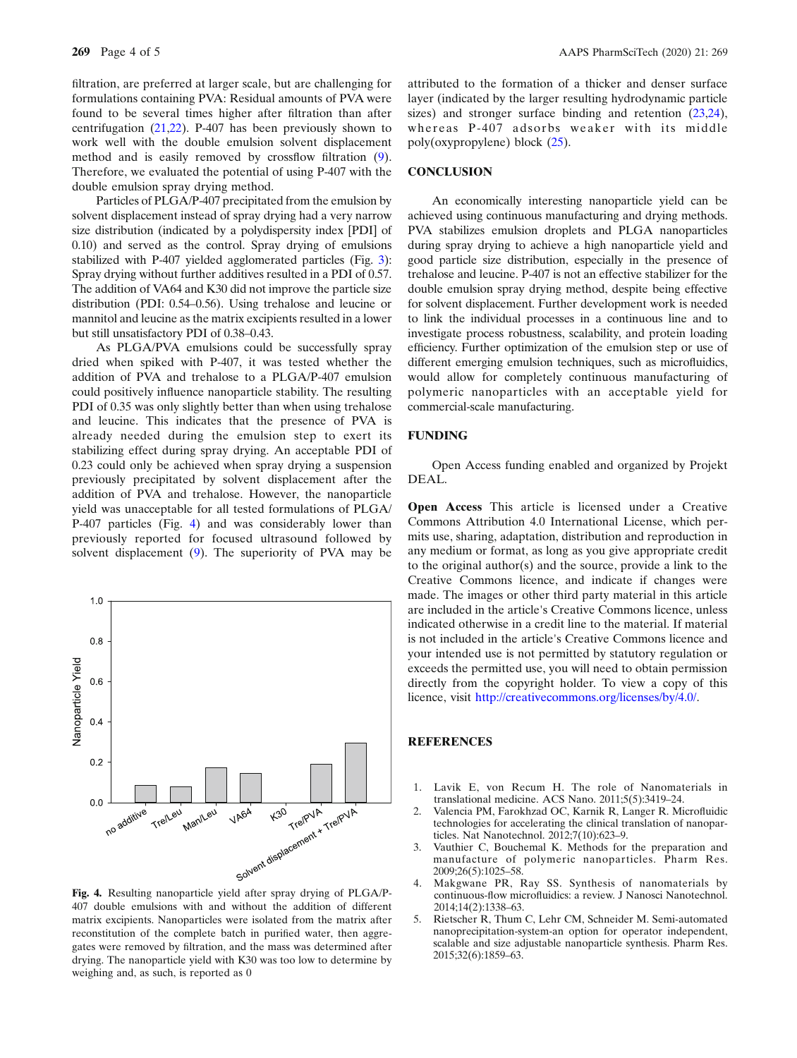filtration, are preferred at larger scale, but are challenging for formulations containing PVA: Residual amounts of PVA were found to be several times higher after filtration than after centrifugation (21,22). P-407 has been previously shown to work well with the double emulsion solvent displacement method and is easily removed by crossflow filtration (9). Therefore, we evaluated the potential of using P-407 with the double emulsion spray drying method.

Particles of PLGA/P-407 precipitated from the emulsion by solvent displacement instead of spray drying had a very narrow size distribution (indicated by a polydispersity index [PDI] of 0.10) and served as the control. Spray drying of emulsions stabilized with P-407 yielded agglomerated particles (Fig. 3): Spray drying without further additives resulted in a PDI of 0.57. The addition of VA64 and K30 did not improve the particle size distribution (PDI: 0.54–0.56). Using trehalose and leucine or mannitol and leucine as the matrix excipients resulted in a lower but still unsatisfactory PDI of 0.38–0.43.

As PLGA/PVA emulsions could be successfully spray dried when spiked with P-407, it was tested whether the addition of PVA and trehalose to a PLGA/P-407 emulsion could positively influence nanoparticle stability. The resulting PDI of 0.35 was only slightly better than when using trehalose and leucine. This indicates that the presence of PVA is already needed during the emulsion step to exert its stabilizing effect during spray drying. An acceptable PDI of 0.23 could only be achieved when spray drying a suspension previously precipitated by solvent displacement after the addition of PVA and trehalose. However, the nanoparticle yield was unacceptable for all tested formulations of PLGA/P-407 particles (Fig. 4) and was considerably lower than previously reported for focused ultrasound followed by solvent displacement (9). The superiority of PVA may be attributed to the formation of a thicker and denser surface layer (indicated by the larger resulting hydrodynamic particle sizes) and stronger surface binding and retention (23,24), whereas P-407 adsorbs weaker with its middle poly(oxypropylene) block (25).

**Fig. 4.** Resulting nanoparticle yield after spray drying of PLGA/P-407 double emulsions with and without the addition of different matrix excipients. Nanoparticles were isolated from the matrix after reconstitution of the complete batch in purified water, then aggregates were removed by filtration, and the mass was determined after drying. The nanoparticle yield with K30 was too low to determine by weighing and, as such, is reported as 0

## CONCLUSION

An economically interesting nanoparticle yield can be achieved using continuous manufacturing and drying methods. PVA stabilizes emulsion droplets and PLGA nanoparticles during spray drying to achieve a high nanoparticle yield and good particle size distribution, especially in the presence of trehalose and leucine. P-407 is not an effective stabilizer for the double emulsion spray drying method, despite being effective for solvent displacement. Further development work is needed to link the individual processes in a continuous line and to investigate process robustness, scalability, and protein loading efficiency. Further optimization of the emulsion step or use of different emerging emulsion techniques, such as microfluidics, would allow for completely continuous manufacturing of polymeric nanoparticles with an acceptable yield for commercial-scale manufacturing.

## FUNDING

Open Access funding enabled and organized by Projekt DEAL.

**Open Access** This article is licensed under a Creative Commons Attribution 4.0 International License, which permits use, sharing, adaptation, distribution and reproduction in any medium or format, as long as you give appropriate credit to the original author(s) and the source, provide a link to the Creative Commons licence, and indicate if changes were made. The images or other third party material in this article are included in the article's Creative Commons licence, unless indicated otherwise in a credit line to the material. If material is not included in the article's Creative Commons licence and your intended use is not permitted by statutory regulation or exceeds the permitted use, you will need to obtain permission directly from the copyright holder. To view a copy of this licence, visit http://creativecommons.org/licenses/by/4.0/.

## REFERENCES

1. Lavik E, von Recum H. The role of Nanomaterials in translational medicine. ACS Nano. 2011;5(5):3419–24.
2. Valencia PM, Farokhzad OC, Karnik R, Langer R. Microfluidic technologies for accelerating the clinical translation of nanoparticles. Nat Nanotechnol. 2012;7(10):623–9.
3. Vauthier C, Bouchemal K. Methods for the preparation and manufacture of polymeric nanoparticles. Pharm Res. 2009;26(5):1025–58.
4. Makgwane PR, Ray SS. Synthesis of nanomaterials by continuous-flow microfluidics: a review. J Nanosci Nanotechnol. 2014;14(2):1338–63.
5. Rietscher R, Thum C, Lehr CM, Schneider M. Semi-automated nanoprecipitation-system-an option for operator independent, scalable and size adjustable nanoparticle synthesis. Pharm Res. 2015;32(6):1859–63.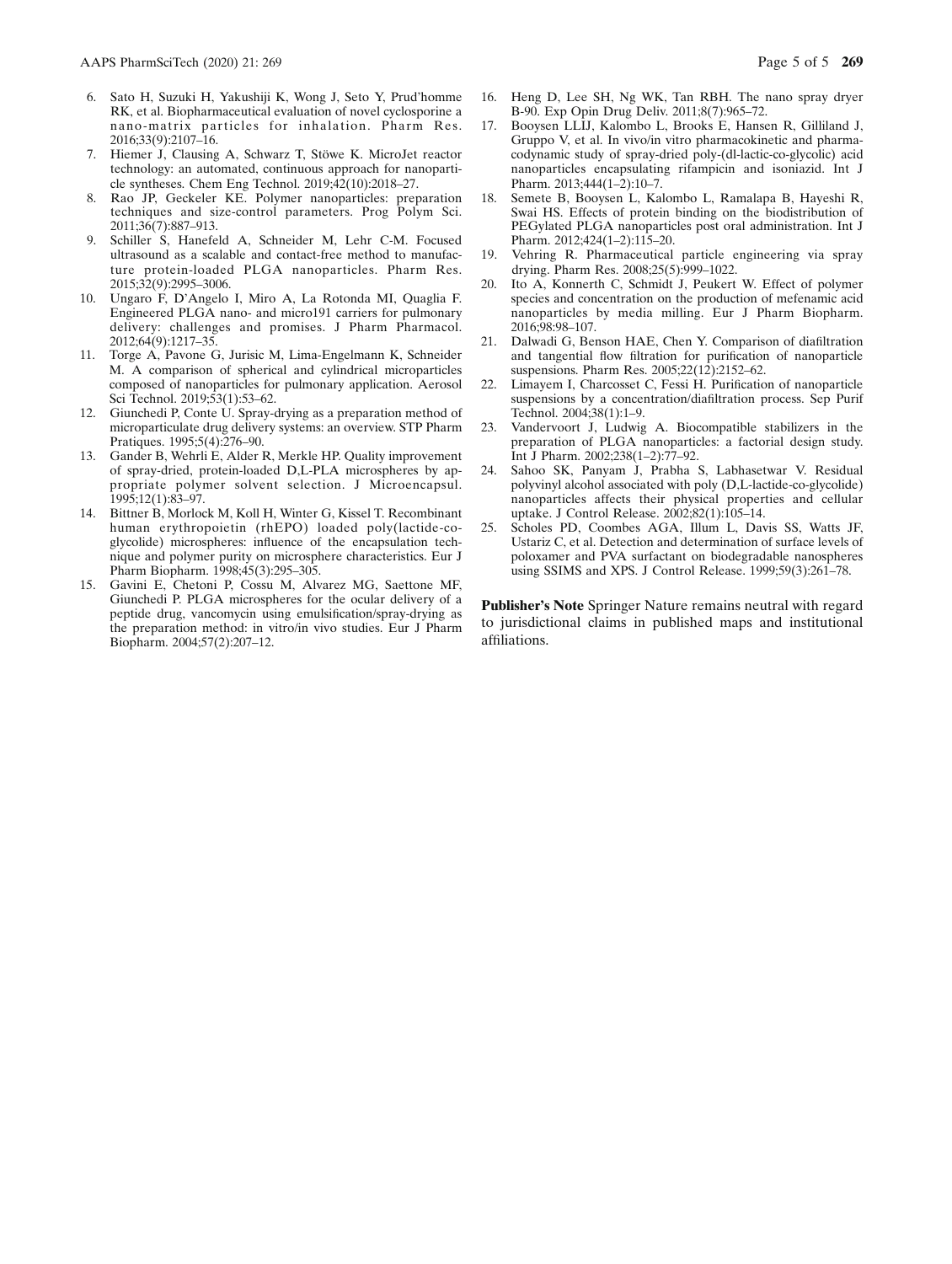6. Sato H, Suzuki H, Yakushiji K, Wong J, Seto Y, Prud'homme RK, et al. Biopharmaceutical evaluation of novel cyclosporine a nano-matrix particles for inhalation. Pharm Res. 2016;33(9):2107–16.
7. Hiemer J, Clausing A, Schwarz T, Stöwe K. MicroJet reactor technology: an automated, continuous approach for nanoparticle syntheses. Chem Eng Technol. 2019;42(10):2018–27.
8. Rao JP, Geckeler KE. Polymer nanoparticles: preparation techniques and size-control parameters. Prog Polym Sci. 2011;36(7):887–913.
9. Schiller S, Hanefeld A, Schneider M, Lehr C-M. Focused ultrasound as a scalable and contact-free method to manufacture protein-loaded PLGA nanoparticles. Pharm Res. 2015;32(9):2995–3006.
10. Ungaro F, D'Angelo I, Miro A, La Rotonda MI, Quaglia F. Engineered PLGA nano- and micro191 carriers for pulmonary delivery: challenges and promises. J Pharm Pharmacol. 2012;64(9):1217–35.
11. Torge A, Pavone G, Jurisic M, Lima-Engelmann K, Schneider M. A comparison of spherical and cylindrical microparticles composed of nanoparticles for pulmonary application. Aerosol Sci Technol. 2019;53(1):53–62.
12. Giunchedi P, Conte U. Spray-drying as a preparation method of microparticulate drug delivery systems: an overview. STP Pharm Pratiques. 1995;5(4):276–90.
13. Gander B, Wehrli E, Alder R, Merkle HP. Quality improvement of spray-dried, protein-loaded D,L-PLA microspheres by appropriate polymer solvent selection. J Microencapsul. 1995;12(1):83–97.
14. Bittner B, Morlock M, Koll H, Winter G, Kissel T. Recombinant human erythropoietin (rhEPO) loaded poly(lactide-co-glycolide) microspheres: influence of the encapsulation technique and polymer purity on microsphere characteristics. Eur J Pharm Biopharm. 1998;45(3):295–305.
15. Gavini E, Chetoni P, Cossu M, Alvarez MG, Saettone MF, Giunchedi P. PLGA microspheres for the ocular delivery of a peptide drug, vancomycin using emulsification/spray-drying as the preparation method: in vitro/in vivo studies. Eur J Pharm Biopharm. 2004;57(2):207–12.
16. Heng D, Lee SH, Ng WK, Tan RBH. The nano spray dryer B-90. Exp Opin Drug Deliv. 2011;8(7):965–72.
17. Booysen LLIJ, Kalombo L, Brooks E, Hansen R, Gilliland J, Gruppo V, et al. In vivo/in vitro pharmacokinetic and pharmacodynamic study of spray-dried poly-(dl-lactic-co-glycolic) acid nanoparticles encapsulating rifampicin and isoniazid. Int J Pharm. 2013;444(1–2):10–7.
18. Semete B, Booysen L, Kalombo L, Ramalapa B, Hayeshi R, Swai HS. Effects of protein binding on the biodistribution of PEGylated PLGA nanoparticles post oral administration. Int J Pharm. 2012;424(1–2):115–20.
19. Vehring R. Pharmaceutical particle engineering via spray drying. Pharm Res. 2008;25(5):999–1022.
20. Ito A, Konnerth C, Schmidt J, Peukert W. Effect of polymer species and concentration on the production of mefenamic acid nanoparticles by media milling. Eur J Pharm Biopharm. 2016;98:98–107.
21. Dalwadi G, Benson HAE, Chen Y. Comparison of diafiltration and tangential flow filtration for purification of nanoparticle suspensions. Pharm Res. 2005;22(12):2152–62.
22. Limayem I, Charcosset C, Fessi H. Purification of nanoparticle suspensions by a concentration/diafiltration process. Sep Purif Technol. 2004;38(1):1–9.
23. Vandervoort J, Ludwig A. Biocompatible stabilizers in the preparation of PLGA nanoparticles: a factorial design study. Int J Pharm. 2002;238(1–2):77–92.
24. Sahoo SK, Panyam J, Prabha S, Labhasetwar V. Residual polyvinyl alcohol associated with poly (D,L-lactide-co-glycolide) nanoparticles affects their physical properties and cellular uptake. J Control Release. 2002;82(1):105–14.
25. Scholes PD, Coombes AGA, Illum L, Davis SS, Watts JF, Ustariz C, et al. Detection and determination of surface levels of poloxamer and PVA surfactant on biodegradable nanospheres using SSIMS and XPS. J Control Release. 1999;59(3):261–78.

**Publisher's Note** Springer Nature remains neutral with regard to jurisdictional claims in published maps and institutional affiliations.